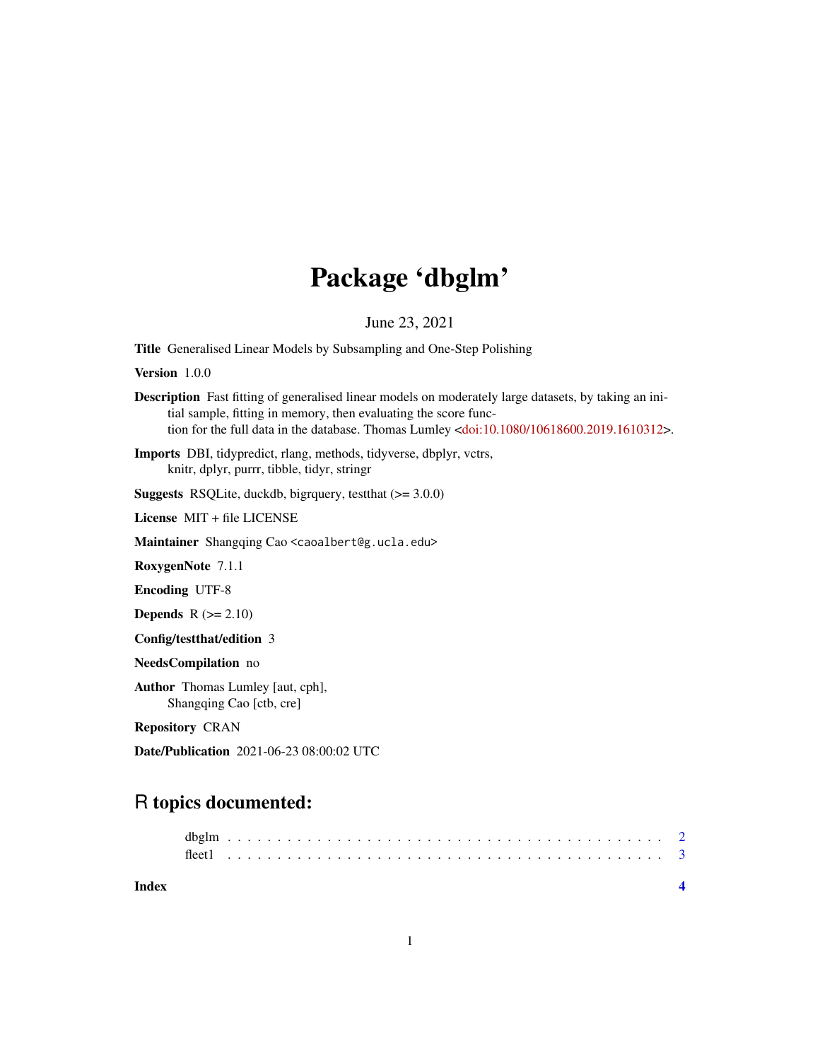# Package 'dbglm'

June 23, 2021

**Title** Generalised Linear Models by Subsampling and One-Step Polishing

**Version** 1.0.0

**Description** Fast fitting of generalised linear models on moderately large datasets, by taking an initial sample, fitting in memory, then evaluating the score function for the full data in the database. Thomas Lumley <doi:10.1080/10618600.2019.1610312>.

**Imports** DBI, tidypredict, rlang, methods, tidyverse, dbplyr, vctrs, knitr, dplyr, purrr, tibble, tidyr, stringr

**Suggests** RSQLite, duckdb, bigrquery, testthat (>= 3.0.0)

**License** MIT + file LICENSE

**Maintainer** Shangqing Cao <caoalbert@g.ucla.edu>

**RoxygenNote** 7.1.1

**Encoding** UTF-8

**Depends** R (>= 2.10)

**Config/testthat/edition** 3

**NeedsCompilation** no

**Author** Thomas Lumley [aut, cph], Shangqing Cao [ctb, cre]

**Repository** CRAN

**Date/Publication** 2021-06-23 08:00:02 UTC

## R topics documented:

- dbglm . . . . . . . . . . . . . . . . . . . . . . . . . . . . . . . . . . . . . . . . . 2
- fleet1 . . . . . . . . . . . . . . . . . . . . . . . . . . . . . . . . . . . . . . . . . 3

**Index** 4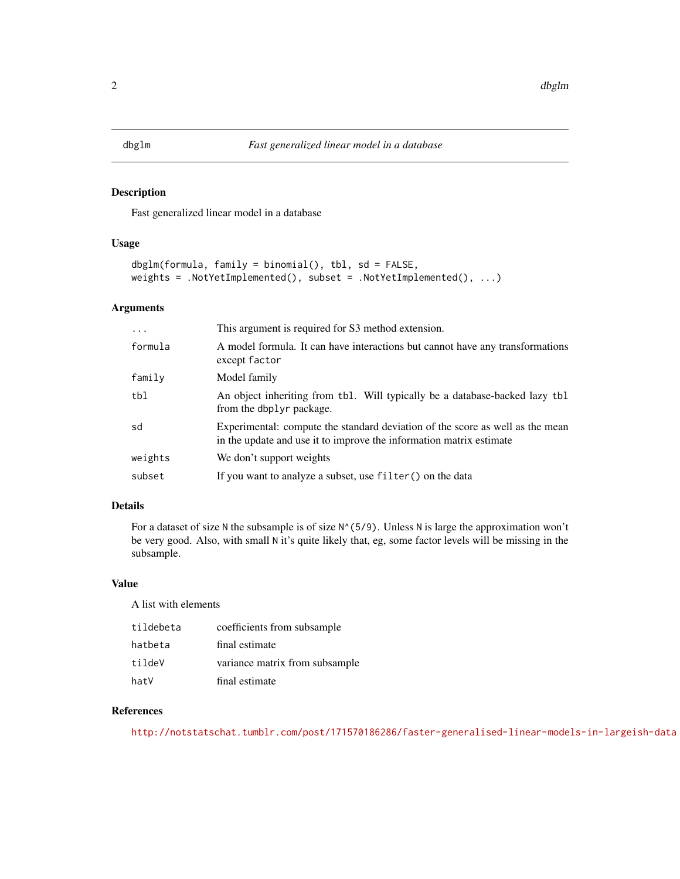# dbglm — *Fast generalized linear model in a database*

## Description

Fast generalized linear model in a database

## Usage

```
dbglm(formula, family = binomial(), tbl, sd = FALSE,
weights = .NotYetImplemented(), subset = .NotYetImplemented(), ...)
```

## Arguments

| | |
|---|---|
| `...` | This argument is required for S3 method extension. |
| `formula` | A model formula. It can have interactions but cannot have any transformations except `factor` |
| `family` | Model family |
| `tbl` | An object inheriting from `tbl`. Will typically be a database-backed lazy `tbl` from the `dbplyr` package. |
| `sd` | Experimental: compute the standard deviation of the score as well as the mean in the update and use it to improve the information matrix estimate |
| `weights` | We don't support weights |
| `subset` | If you want to analyze a subset, use `filter()` on the data |

## Details

For a dataset of size `N` the subsample is of size `N^(5/9)`. Unless `N` is large the approximation won't be very good. Also, with small `N` it's quite likely that, eg, some factor levels will be missing in the subsample.

## Value

A list with elements

| | |
|---|---|
| `tildebeta` | coefficients from subsample |
| `hatbeta` | final estimate |
| `tildeV` | variance matrix from subsample |
| `hatV` | final estimate |

## References

http://notstatschat.tumblr.com/post/171570186286/faster-generalised-linear-models-in-largeish-data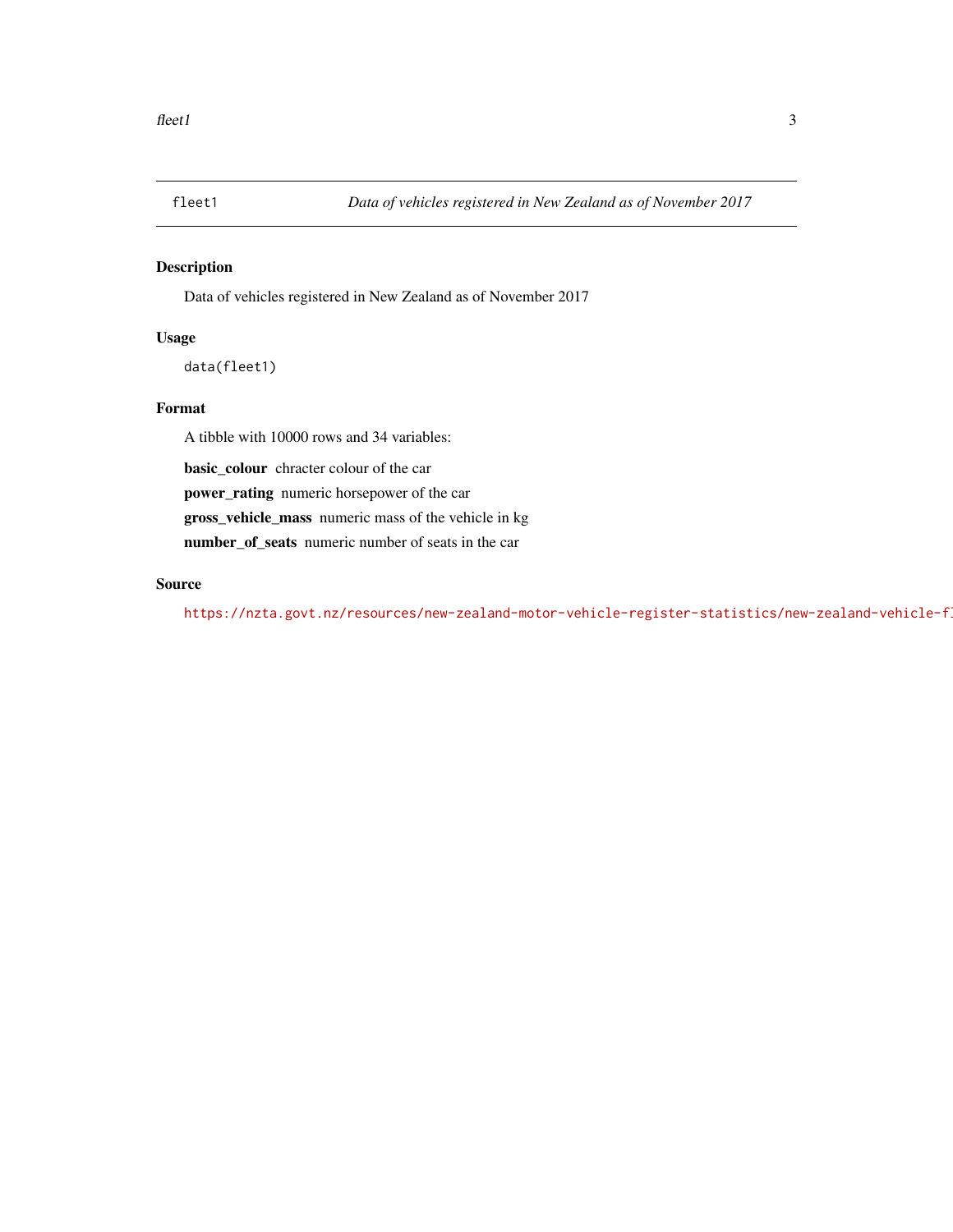fleet1 *Data of vehicles registered in New Zealand as of November 2017*

## Description

Data of vehicles registered in New Zealand as of November 2017

## Usage

```
data(fleet1)
```

## Format

A tibble with 10000 rows and 34 variables:

**basic_colour** chracter colour of the car

**power_rating** numeric horsepower of the car

**gross_vehicle_mass** numeric mass of the vehicle in kg

**number_of_seats** numeric number of seats in the car

## Source

https://nzta.govt.nz/resources/new-zealand-motor-vehicle-register-statistics/new-zealand-vehicle-fl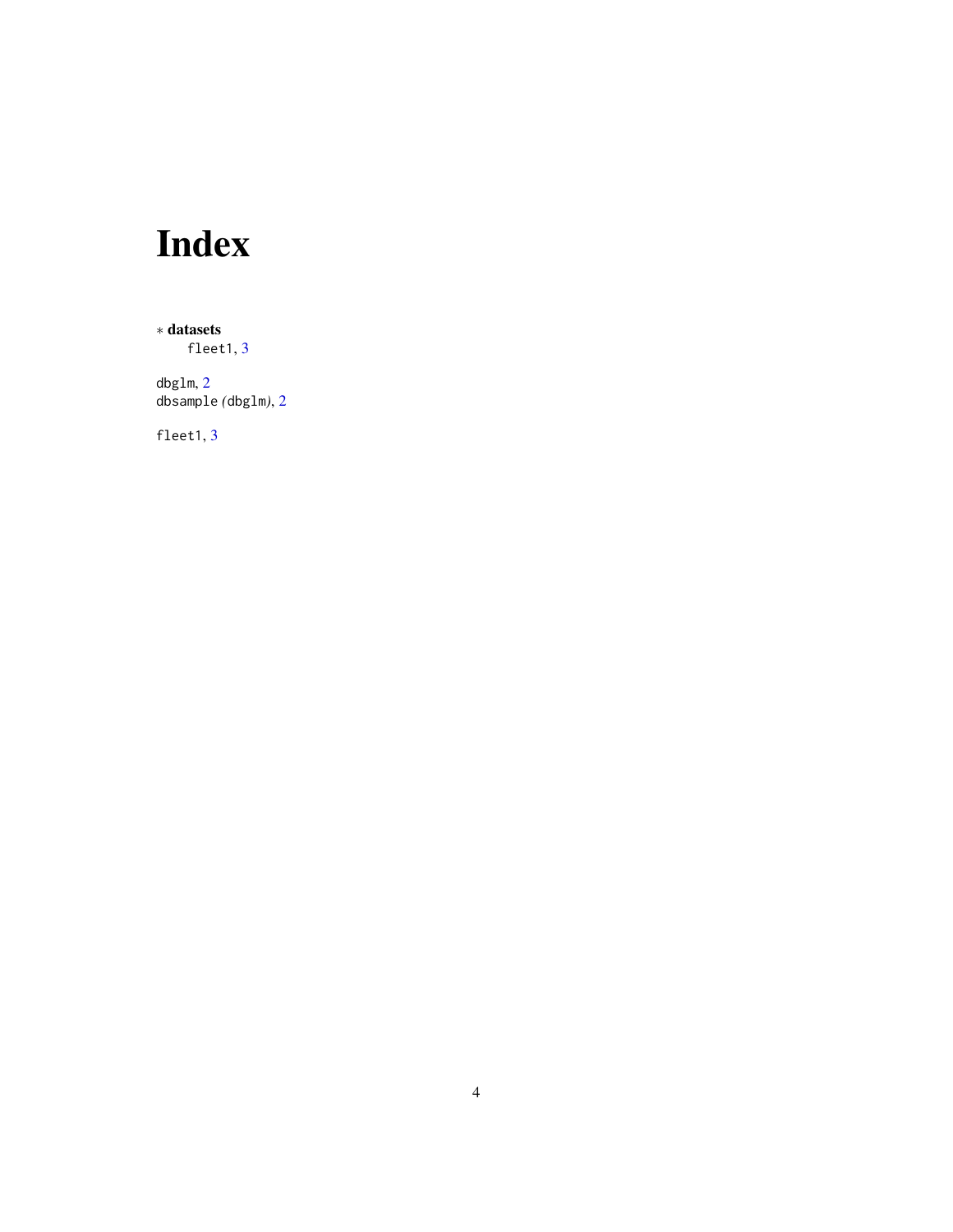# Index

∗ **datasets**
    fleet1, 3

dbglm, 2
dbsample *(*dbglm*)*, 2

fleet1, 3